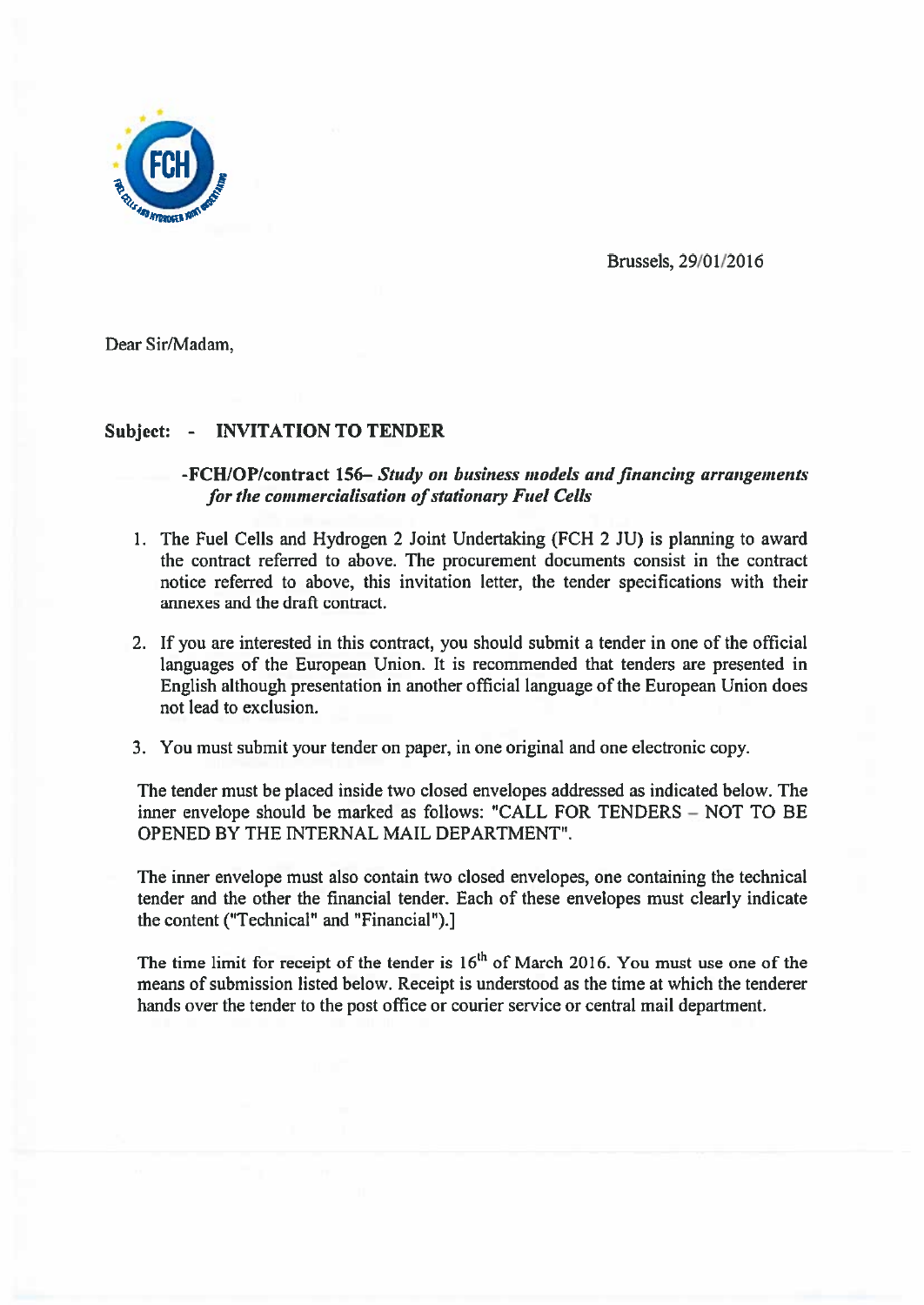Brussels, 29/01/2016

Dear Sir/Madam,

**Subject: - INVITATION TO TENDER**

**-FCH/OP/contract 156–** ***Study on business models and financing arrangements for the commercialisation of stationary Fuel Cells***

1. The Fuel Cells and Hydrogen 2 Joint Undertaking (FCH 2 JU) is planning to award the contract referred to above. The procurement documents consist in the contract notice referred to above, this invitation letter, the tender specifications with their annexes and the draft contract.

2. If you are interested in this contract, you should submit a tender in one of the official languages of the European Union. It is recommended that tenders are presented in English although presentation in another official language of the European Union does not lead to exclusion.

3. You must submit your tender on paper, in one original and one electronic copy.

   The tender must be placed inside two closed envelopes addressed as indicated below. The inner envelope should be marked as follows: "CALL FOR TENDERS – NOT TO BE OPENED BY THE INTERNAL MAIL DEPARTMENT".

   The inner envelope must also contain two closed envelopes, one containing the technical tender and the other the financial tender. Each of these envelopes must clearly indicate the content ("Technical" and "Financial").]

   The time limit for receipt of the tender is 16th of March 2016. You must use one of the means of submission listed below. Receipt is understood as the time at which the tenderer hands over the tender to the post office or courier service or central mail department.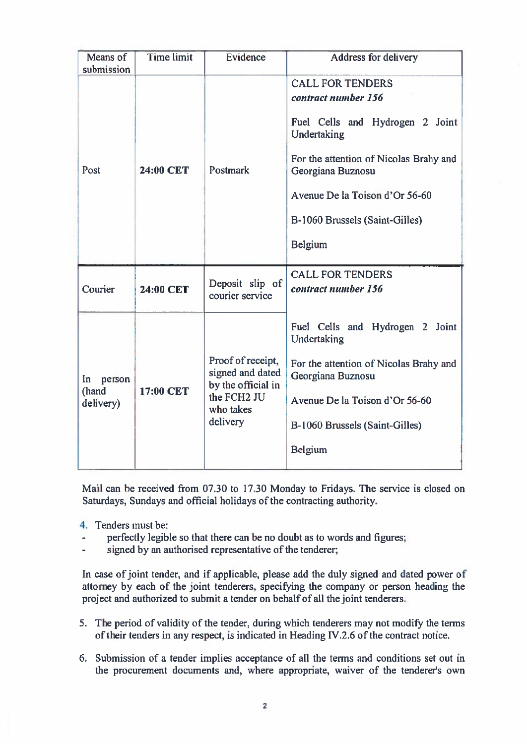| Means of submission | Time limit | Evidence | Address for delivery |
|---|---|---|---|
| Post | **24:00 CET** | Postmark | CALL FOR TENDERS<br>***contract number 156***<br><br>Fuel Cells and Hydrogen 2 Joint Undertaking<br><br>For the attention of Nicolas Brahy and Georgiana Buznosu<br><br>Avenue De la Toison d'Or 56-60<br><br>B-1060 Brussels (Saint-Gilles)<br><br>Belgium |
| Courier | **24:00 CET** | Deposit slip of courier service | CALL FOR TENDERS<br>***contract number 156***<br><br>Fuel Cells and Hydrogen 2 Joint Undertaking<br><br>For the attention of Nicolas Brahy and Georgiana Buznosu<br><br>Avenue De la Toison d'Or 56-60<br><br>B-1060 Brussels (Saint-Gilles)<br><br>Belgium |
| In person (hand delivery) | **17:00 CET** | Proof of receipt, signed and dated by the official in the FCH2 JU who takes delivery | |

Mail can be received from 07.30 to 17.30 Monday to Fridays. The service is closed on Saturdays, Sundays and official holidays of the contracting authority.

4. Tenders must be:
   - perfectly legible so that there can be no doubt as to words and figures;
   - signed by an authorised representative of the tenderer;

In case of joint tender, and if applicable, please add the duly signed and dated power of attorney by each of the joint tenderers, specifying the company or person heading the project and authorized to submit a tender on behalf of all the joint tenderers.

5. The period of validity of the tender, during which tenderers may not modify the terms of their tenders in any respect, is indicated in Heading IV.2.6 of the contract notice.

6. Submission of a tender implies acceptance of all the terms and conditions set out in the procurement documents and, where appropriate, waiver of the tenderer's own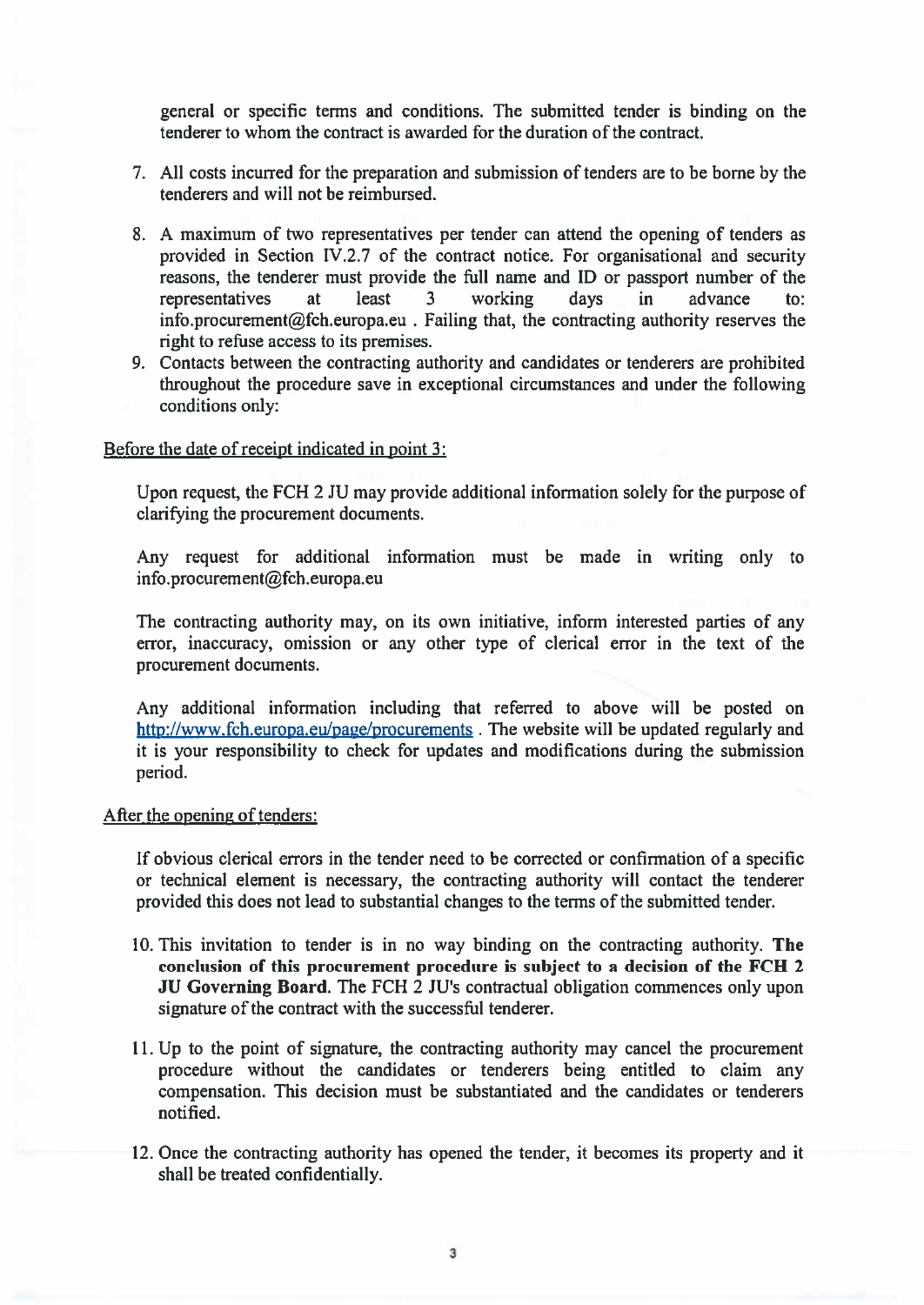general or specific terms and conditions. The submitted tender is binding on the tenderer to whom the contract is awarded for the duration of the contract.

7. All costs incurred for the preparation and submission of tenders are to be borne by the tenderers and will not be reimbursed.

8. A maximum of two representatives per tender can attend the opening of tenders as provided in Section IV.2.7 of the contract notice. For organisational and security reasons, the tenderer must provide the full name and ID or passport number of the representatives at least 3 working days in advance to: info.procurement@fch.europa.eu . Failing that, the contracting authority reserves the right to refuse access to its premises.

9. Contacts between the contracting authority and candidates or tenderers are prohibited throughout the procedure save in exceptional circumstances and under the following conditions only:

<u>Before the date of receipt indicated in point 3:</u>

Upon request, the FCH 2 JU may provide additional information solely for the purpose of clarifying the procurement documents.

Any request for additional information must be made in writing only to info.procurement@fch.europa.eu

The contracting authority may, on its own initiative, inform interested parties of any error, inaccuracy, omission or any other type of clerical error in the text of the procurement documents.

Any additional information including that referred to above will be posted on [http://www.fch.europa.eu/page/procurements](http://www.fch.europa.eu/page/procurements) . The website will be updated regularly and it is your responsibility to check for updates and modifications during the submission period.

<u>After the opening of tenders:</u>

If obvious clerical errors in the tender need to be corrected or confirmation of a specific or technical element is necessary, the contracting authority will contact the tenderer provided this does not lead to substantial changes to the terms of the submitted tender.

10. This invitation to tender is in no way binding on the contracting authority. **The conclusion of this procurement procedure is subject to a decision of the FCH 2 JU Governing Board.** The FCH 2 JU's contractual obligation commences only upon signature of the contract with the successful tenderer.

11. Up to the point of signature, the contracting authority may cancel the procurement procedure without the candidates or tenderers being entitled to claim any compensation. This decision must be substantiated and the candidates or tenderers notified.

12. Once the contracting authority has opened the tender, it becomes its property and it shall be treated confidentially.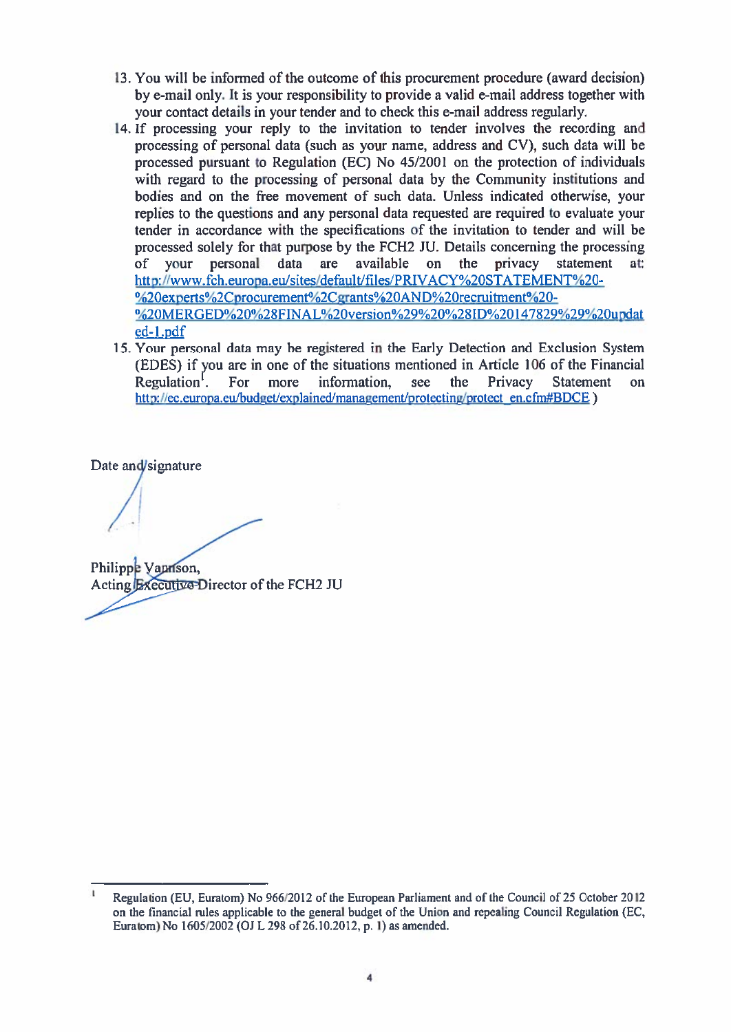13. You will be informed of the outcome of this procurement procedure (award decision) by e-mail only. It is your responsibility to provide a valid e-mail address together with your contact details in your tender and to check this e-mail address regularly.
14. If processing your reply to the invitation to tender involves the recording and processing of personal data (such as your name, address and CV), such data will be processed pursuant to Regulation (EC) No 45/2001 on the protection of individuals with regard to the processing of personal data by the Community institutions and bodies and on the free movement of such data. Unless indicated otherwise, your replies to the questions and any personal data requested are required to evaluate your tender in accordance with the specifications of the invitation to tender and will be processed solely for that purpose by the FCH2 JU. Details concerning the processing of your personal data are available on the privacy statement at: http://www.fch.europa.eu/sites/default/files/PRIVACY%20STATEMENT%20-%20experts%2Cprocurement%2Cgrants%20AND%20recruitment%20-%20MERGED%20%28FINAL%20version%29%20%28ID%20147829%29%20updated-1.pdf
15. Your personal data may be registered in the Early Detection and Exclusion System (EDES) if you are in one of the situations mentioned in Article 106 of the Financial Regulation[1]. For more information, see the Privacy Statement on http://ec.europa.eu/budget/explained/management/protecting/protect_en.cfm#BDCE )

Date and signature

Philippe Vannson,
Acting Executive Director of the FCH2 JU

[1] Regulation (EU, Euratom) No 966/2012 of the European Parliament and of the Council of 25 October 2012 on the financial rules applicable to the general budget of the Union and repealing Council Regulation (EC, Euratom) No 1605/2002 (OJ L 298 of 26.10.2012, p. 1) as amended.